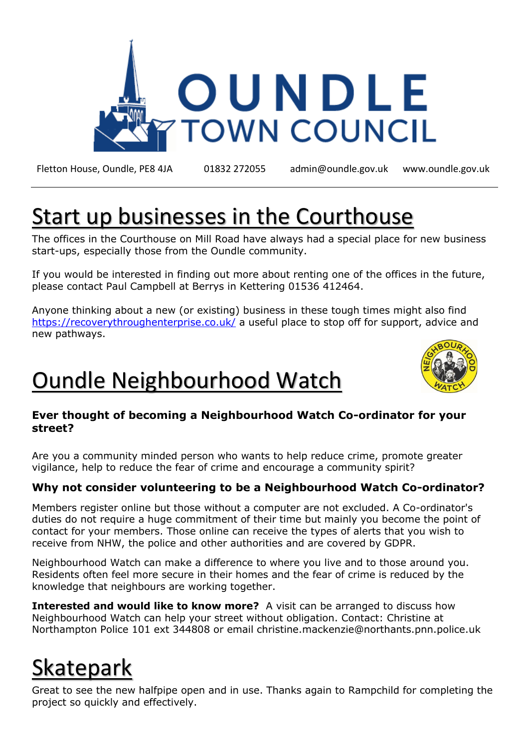# OUNDLE TOWN COUNCIL

Fletton House, Oundle, PE8 4JA 01832 272055 admin@oundle.gov.uk www.oundle.gov.uk

# Start up businesses in the Courthouse

The offices in the Courthouse on Mill Road have always had a special place for new business start-ups, especially those from the Oundle community.

If you would be interested in finding out more about renting one of the offices in the future, please contact Paul Campbell at Berrys in Kettering 01536 412464.

Anyone thinking about a new (or existing) business in these tough times might also find https://recoverythroughenterprise.co.uk/ a useful place to stop off for support, advice and new pathways.

# Oundle Neighbourhood Watch

**Ever thought of becoming a Neighbourhood Watch Co-ordinator for your street?**

Are you a community minded person who wants to help reduce crime, promote greater vigilance, help to reduce the fear of crime and encourage a community spirit?

**Why not consider volunteering to be a Neighbourhood Watch Co-ordinator?**

Members register online but those without a computer are not excluded. A Co-ordinator's duties do not require a huge commitment of their time but mainly you become the point of contact for your members. Those online can receive the types of alerts that you wish to receive from NHW, the police and other authorities and are covered by GDPR.

Neighbourhood Watch can make a difference to where you live and to those around you. Residents often feel more secure in their homes and the fear of crime is reduced by the knowledge that neighbours are working together.

**Interested and would like to know more?** A visit can be arranged to discuss how Neighbourhood Watch can help your street without obligation. Contact: Christine at Northampton Police 101 ext 344808 or email christine.mackenzie@northants.pnn.police.uk

# Skatepark

Great to see the new halfpipe open and in use. Thanks again to Rampchild for completing the project so quickly and effectively.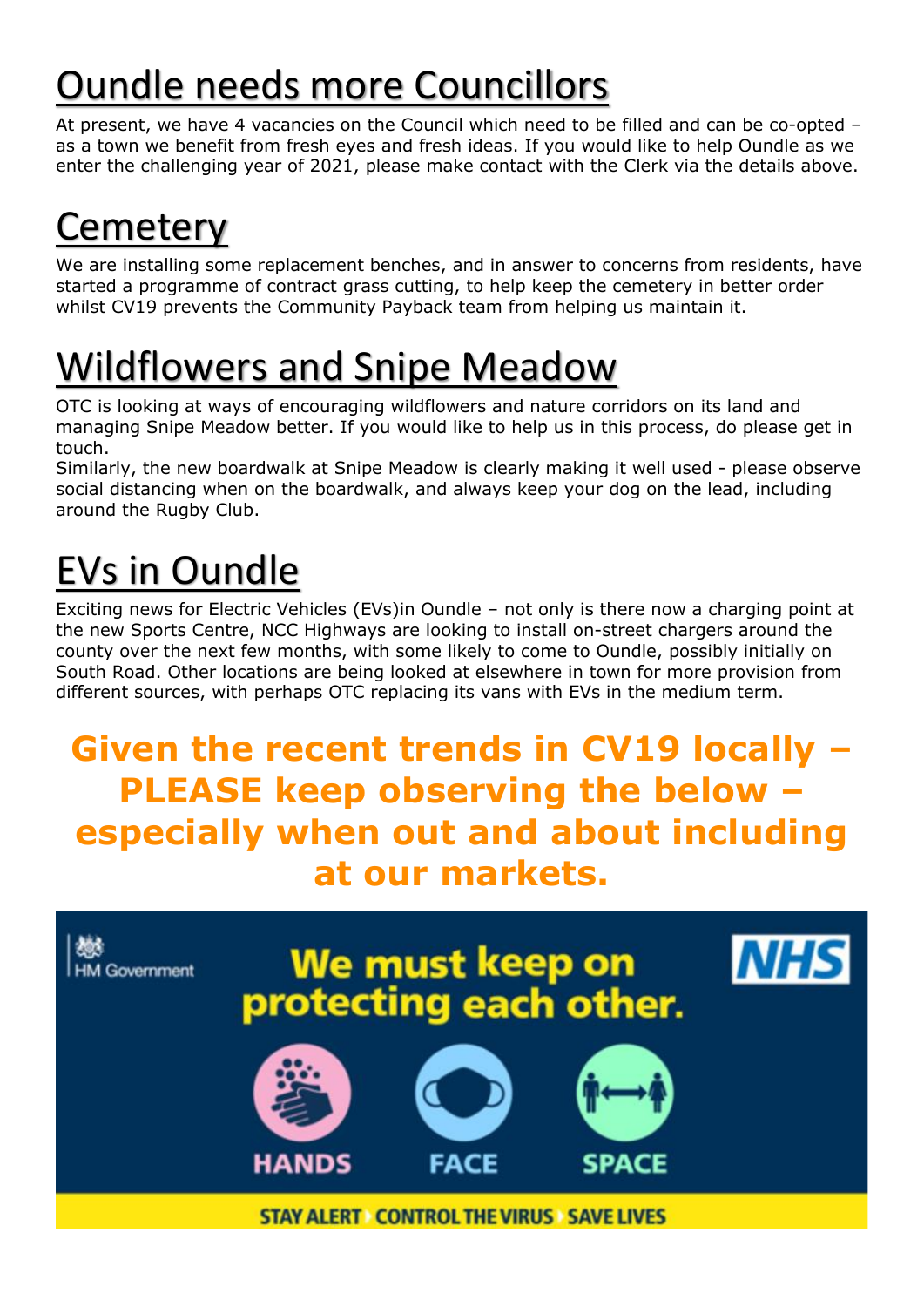# Oundle needs more Councillors

At present, we have 4 vacancies on the Council which need to be filled and can be co-opted – as a town we benefit from fresh eyes and fresh ideas. If you would like to help Oundle as we enter the challenging year of 2021, please make contact with the Clerk via the details above.

# Cemetery

We are installing some replacement benches, and in answer to concerns from residents, have started a programme of contract grass cutting, to help keep the cemetery in better order whilst CV19 prevents the Community Payback team from helping us maintain it.

# Wildflowers and Snipe Meadow

OTC is looking at ways of encouraging wildflowers and nature corridors on its land and managing Snipe Meadow better. If you would like to help us in this process, do please get in touch.

Similarly, the new boardwalk at Snipe Meadow is clearly making it well used - please observe social distancing when on the boardwalk, and always keep your dog on the lead, including around the Rugby Club.

# EVs in Oundle

Exciting news for Electric Vehicles (EVs)in Oundle – not only is there now a charging point at the new Sports Centre, NCC Highways are looking to install on-street chargers around the county over the next few months, with some likely to come to Oundle, possibly initially on South Road. Other locations are being looked at elsewhere in town for more provision from different sources, with perhaps OTC replacing its vans with EVs in the medium term.

**Given the recent trends in CV19 locally – PLEASE keep observing the below – especially when out and about including at our markets.**

HM Government

NHS

We must keep on protecting each other.

HANDS

FACE

SPACE

STAY ALERT CONTROL THE VIRUS SAVE LIVES